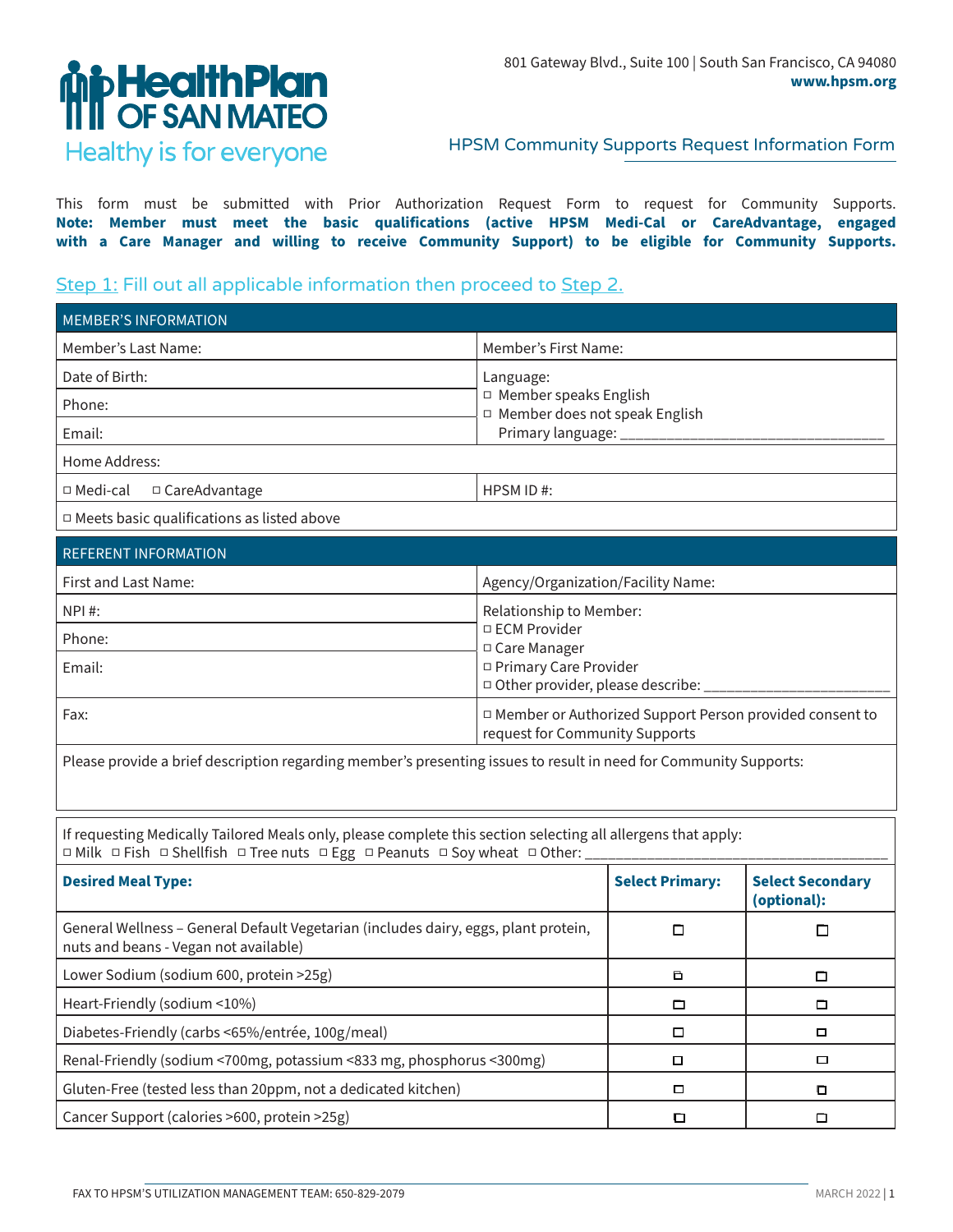801 Gateway Blvd., Suite 100 | South San Francisco, CA 94080
**www.hpsm.org**

# HealthPlan OF SAN MATEO

Healthy is for everyone

## HPSM Community Supports Request Information Form

This form must be submitted with Prior Authorization Request Form to request for Community Supports. **Note: Member must meet the basic qualifications (active HPSM Medi-Cal or CareAdvantage, engaged with a Care Manager and willing to receive Community Support) to be eligible for Community Supports.**

### Step 1: Fill out all applicable information then proceed to Step 2.

| MEMBER'S INFORMATION | |
|---|---|
| Member's Last Name: | Member's First Name: |
| Date of Birth: | Language:<br>☐ Member speaks English<br>☐ Member does not speak English<br>Primary language: ___________________ |
| Phone: | |
| Email: | |
| Home Address: | |
| ☐ Medi-cal ☐ CareAdvantage | HPSM ID #: |
| ☐ Meets basic qualifications as listed above | |

| REFERENT INFORMATION | |
|---|---|
| First and Last Name: | Agency/Organization/Facility Name: |
| NPI #: | Relationship to Member:<br>☐ ECM Provider<br>☐ Care Manager<br>☐ Primary Care Provider<br>☐ Other provider, please describe: ___________________ |
| Phone: | |
| Email: | |
| Fax: | ☐ Member or Authorized Support Person provided consent to request for Community Supports |
| Please provide a brief description regarding member's presenting issues to result in need for Community Supports: | |

If requesting Medically Tailored Meals only, please complete this section selecting all allergens that apply:
☐ Milk ☐ Fish ☐ Shellfish ☐ Tree nuts ☐ Egg ☐ Peanuts ☐ Soy wheat ☐ Other: ___________________

| **Desired Meal Type:** | **Select Primary:** | **Select Secondary (optional):** |
|---|---|---|
| General Wellness – General Default Vegetarian (includes dairy, eggs, plant protein, nuts and beans - Vegan not available) | ☐ | ☐ |
| Lower Sodium (sodium 600, protein >25g) | ☐ | ☐ |
| Heart-Friendly (sodium <10%) | ☐ | ☐ |
| Diabetes-Friendly (carbs <65%/entrée, 100g/meal) | ☐ | ☐ |
| Renal-Friendly (sodium <700mg, potassium <833 mg, phosphorus <300mg) | ☐ | ☐ |
| Gluten-Free (tested less than 20ppm, not a dedicated kitchen) | ☐ | ☐ |
| Cancer Support (calories >600, protein >25g) | ☐ | ☐ |

FAX TO HPSM'S UTILIZATION MANAGEMENT TEAM: 650-829-2079

MARCH 2022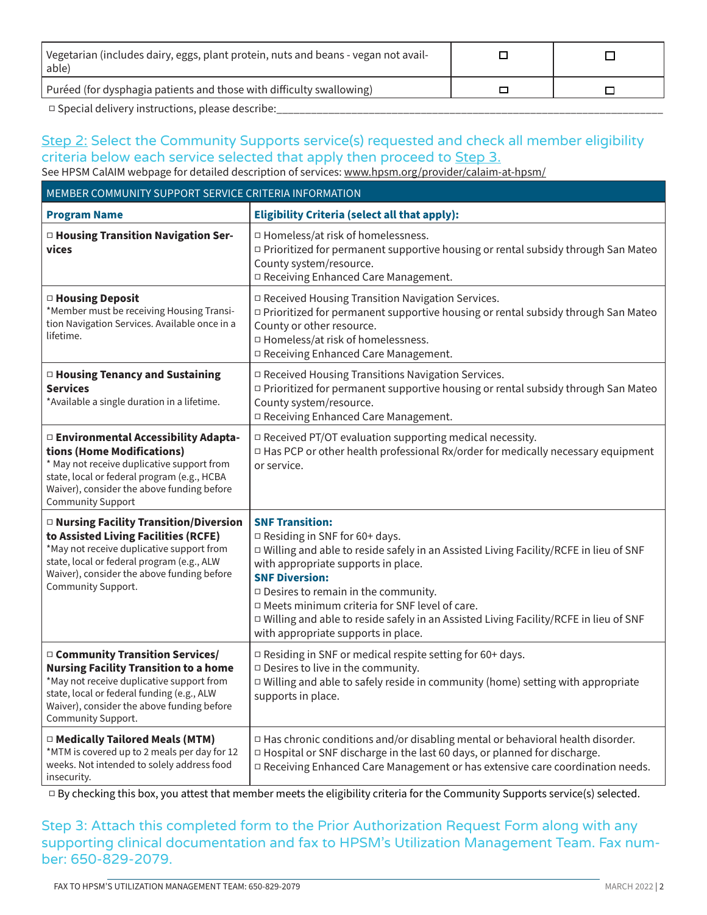| | | |
|---|---|---|
| Vegetarian (includes dairy, eggs, plant protein, nuts and beans - vegan not available) | ☐ | ☐ |
| Puréed (for dysphagia patients and those with difficulty swallowing) | ☐ | ☐ |

☐ Special delivery instructions, please describe:_______________________________________________

## Step 2: Select the Community Supports service(s) requested and check all member eligibility criteria below each service selected that apply then proceed to Step 3.

See HPSM CalAIM webpage for detailed description of services: www.hpsm.org/provider/calaim-at-hpsm/

| MEMBER COMMUNITY SUPPORT SERVICE CRITERIA INFORMATION | |
|---|---|
| **Program Name** | **Eligibility Criteria (select all that apply):** |
| ☐ **Housing Transition Navigation Services** | ☐ Homeless/at risk of homelessness.<br>☐ Prioritized for permanent supportive housing or rental subsidy through San Mateo County system/resource.<br>☐ Receiving Enhanced Care Management. |
| ☐ **Housing Deposit**<br>*Member must be receiving Housing Transition Navigation Services. Available once in a lifetime. | ☐ Received Housing Transition Navigation Services.<br>☐ Prioritized for permanent supportive housing or rental subsidy through San Mateo County or other resource.<br>☐ Homeless/at risk of homelessness.<br>☐ Receiving Enhanced Care Management. |
| ☐ **Housing Tenancy and Sustaining Services**<br>*Available a single duration in a lifetime. | ☐ Received Housing Transitions Navigation Services.<br>☐ Prioritized for permanent supportive housing or rental subsidy through San Mateo County system/resource.<br>☐ Receiving Enhanced Care Management. |
| ☐ **Environmental Accessibility Adaptations (Home Modifications)**<br>* May not receive duplicative support from state, local or federal program (e.g., HCBA Waiver), consider the above funding before Community Support | ☐ Received PT/OT evaluation supporting medical necessity.<br>☐ Has PCP or other health professional Rx/order for medically necessary equipment or service. |
| ☐ **Nursing Facility Transition/Diversion to Assisted Living Facilities (RCFE)**<br>*May not receive duplicative support from state, local or federal program (e.g., ALW Waiver), consider the above funding before Community Support. | **SNF Transition:**<br>☐ Residing in SNF for 60+ days.<br>☐ Willing and able to reside safely in an Assisted Living Facility/RCFE in lieu of SNF with appropriate supports in place.<br>**SNF Diversion:**<br>☐ Desires to remain in the community.<br>☐ Meets minimum criteria for SNF level of care.<br>☐ Willing and able to reside safely in an Assisted Living Facility/RCFE in lieu of SNF with appropriate supports in place. |
| ☐ **Community Transition Services/ Nursing Facility Transition to a home**<br>*May not receive duplicative support from state, local or federal funding (e.g., ALW Waiver), consider the above funding before Community Support. | ☐ Residing in SNF or medical respite setting for 60+ days.<br>☐ Desires to live in the community.<br>☐ Willing and able to safely reside in community (home) setting with appropriate supports in place. |
| ☐ **Medically Tailored Meals (MTM)**<br>*MTM is covered up to 2 meals per day for 12 weeks. Not intended to solely address food insecurity. | ☐ Has chronic conditions and/or disabling mental or behavioral health disorder.<br>☐ Hospital or SNF discharge in the last 60 days, or planned for discharge.<br>☐ Receiving Enhanced Care Management or has extensive care coordination needs. |

☐ By checking this box, you attest that member meets the eligibility criteria for the Community Supports service(s) selected.

## Step 3: Attach this completed form to the Prior Authorization Request Form along with any supporting clinical documentation and fax to HPSM's Utilization Management Team. Fax number: 650-829-2079.